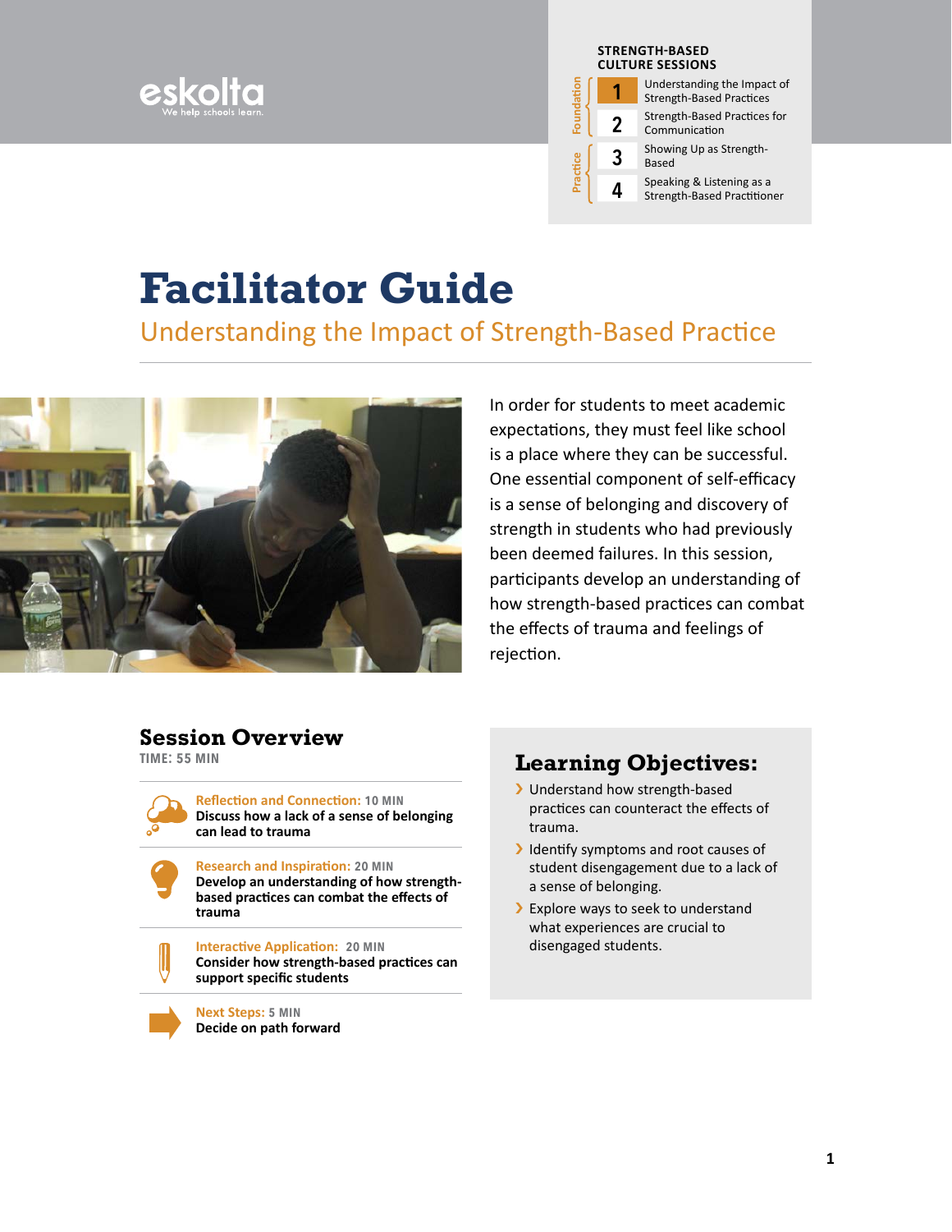eskolta
We help schools learn.

**STRENGTH-BASED CULTURE SESSIONS**

Foundation
- **1** Understanding the Impact of Strength-Based Practices
- **2** Strength-Based Practices for Communication

Practice
- **3** Showing Up as Strength-Based
- **4** Speaking & Listening as a Strength-Based Practitioner

# Facilitator Guide

## Understanding the Impact of Strength-Based Practice

In order for students to meet academic expectations, they must feel like school is a place where they can be successful. One essential component of self-efficacy is a sense of belonging and discovery of strength in students who had previously been deemed failures. In this session, participants develop an understanding of how strength-based practices can combat the effects of trauma and feelings of rejection.

## Session Overview

TIME: 55 MIN

**Reflection and Connection:** 10 MIN
**Discuss how a lack of a sense of belonging can lead to trauma**

**Research and Inspiration:** 20 MIN
**Develop an understanding of how strength-based practices can combat the effects of trauma**

**Interactive Application:** 20 MIN
**Consider how strength-based practices can support specific students**

**Next Steps:** 5 MIN
**Decide on path forward**

## Learning Objectives:

- Understand how strength-based practices can counteract the effects of trauma.
- Identify symptoms and root causes of student disengagement due to a lack of a sense of belonging.
- Explore ways to seek to understand what experiences are crucial to disengaged students.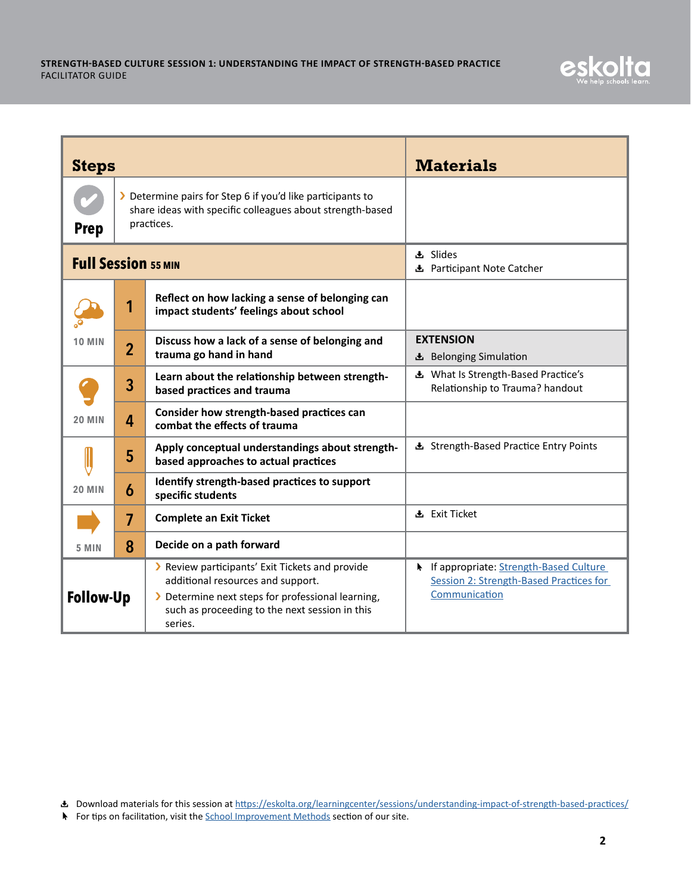| Steps | | | Materials |
|---|---|---|---|
| **Prep** | | Determine pairs for Step 6 if you'd like participants to share ideas with specific colleagues about strength-based practices. | |
| **Full Session 55 MIN** | | | Slides<br>Participant Note Catcher |
| 10 MIN | 1 | **Reflect on how lacking a sense of belonging can impact students' feelings about school** | |
| | 2 | **Discuss how a lack of a sense of belonging and trauma go hand in hand** | **EXTENSION**<br>Belonging Simulation |
| 20 MIN | 3 | **Learn about the relationship between strength-based practices and trauma** | What Is Strength-Based Practice's Relationship to Trauma? handout |
| | 4 | **Consider how strength-based practices can combat the effects of trauma** | |
| 20 MIN | 5 | **Apply conceptual understandings about strength-based approaches to actual practices** | Strength-Based Practice Entry Points |
| | 6 | **Identify strength-based practices to support specific students** | |
| 5 MIN | 7 | **Complete an Exit Ticket** | Exit Ticket |
| | 8 | **Decide on a path forward** | |
| **Follow-Up** | | Review participants' Exit Tickets and provide additional resources and support.<br>Determine next steps for professional learning, such as proceeding to the next session in this series. | If appropriate: Strength-Based Culture Session 2: Strength-Based Practices for Communication |

Download materials for this session at https://eskolta.org/learningcenter/sessions/understanding-impact-of-strength-based-practices/

For tips on facilitation, visit the School Improvement Methods section of our site.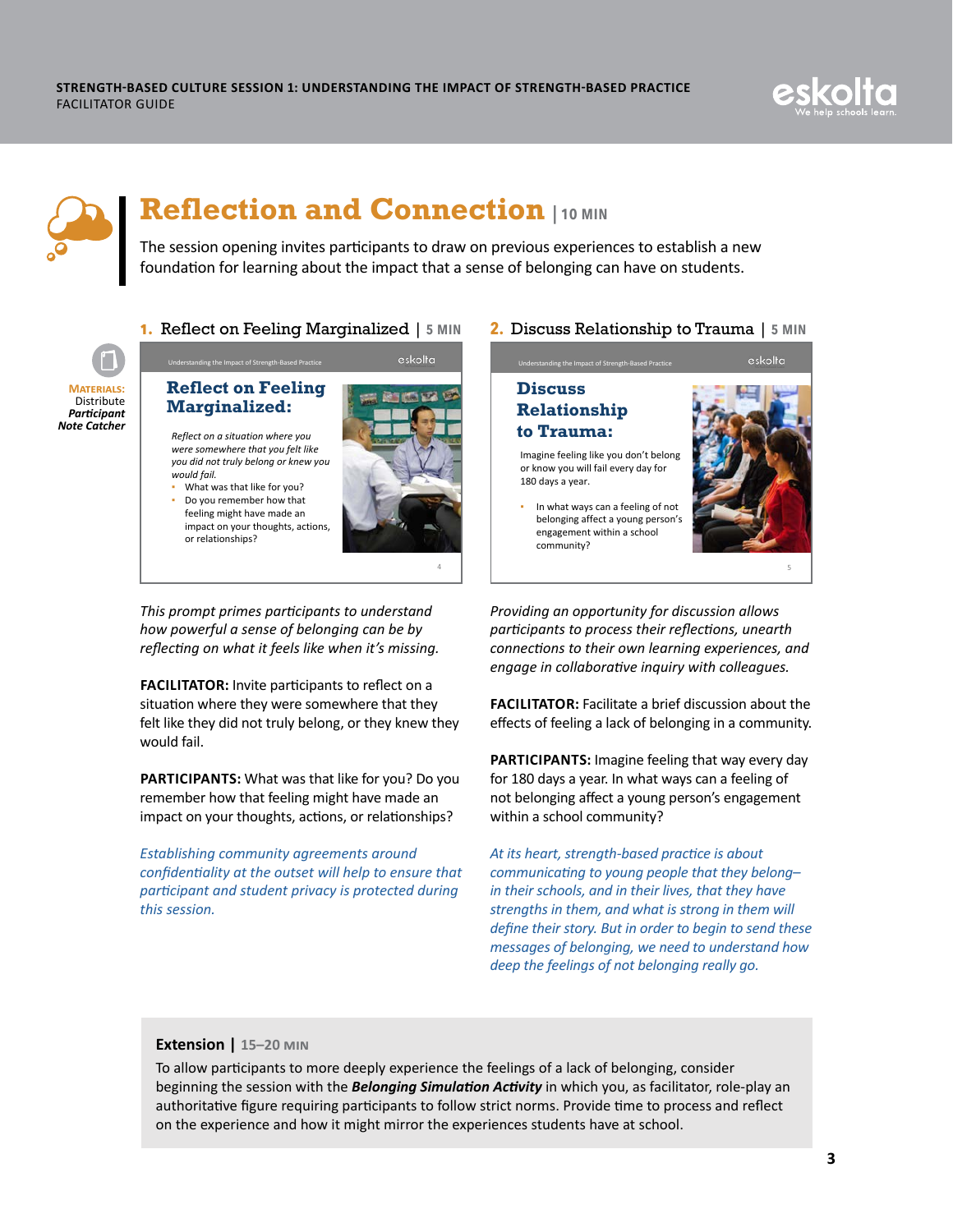# Reflection and Connection | 10 MIN

The session opening invites participants to draw on previous experiences to establish a new foundation for learning about the impact that a sense of belonging can have on students.

**MATERIALS:** Distribute ***Participant Note Catcher***

## 1. Reflect on Feeling Marginalized | 5 MIN

Understanding the Impact of Strength-Based Practice — eskolta

**Reflect on Feeling Marginalized:**

*Reflect on a situation where you were somewhere that you felt like you did not truly belong or knew you would fail.*

- What was that like for you?
- Do you remember how that feeling might have made an impact on your thoughts, actions, or relationships?

4

*This prompt primes participants to understand how powerful a sense of belonging can be by reflecting on what it feels like when it's missing.*

**FACILITATOR:** Invite participants to reflect on a situation where they were somewhere that they felt like they did not truly belong, or they knew they would fail.

**PARTICIPANTS:** What was that like for you? Do you remember how that feeling might have made an impact on your thoughts, actions, or relationships?

*Establishing community agreements around confidentiality at the outset will help to ensure that participant and student privacy is protected during this session.*

## 2. Discuss Relationship to Trauma | 5 MIN

Understanding the Impact of Strength-Based Practice — eskolta

**Discuss Relationship to Trauma:**

Imagine feeling like you don't belong or know you will fail every day for 180 days a year.

- In what ways can a feeling of not belonging affect a young person's engagement within a school community?

5

*Providing an opportunity for discussion allows participants to process their reflections, unearth connections to their own learning experiences, and engage in collaborative inquiry with colleagues.*

**FACILITATOR:** Facilitate a brief discussion about the effects of feeling a lack of belonging in a community.

**PARTICIPANTS:** Imagine feeling that way every day for 180 days a year. In what ways can a feeling of not belonging affect a young person's engagement within a school community?

*At its heart, strength-based practice is about communicating to young people that they belong–in their schools, and in their lives, that they have strengths in them, and what is strong in them will define their story. But in order to begin to send these messages of belonging, we need to understand how deep the feelings of not belonging really go.*

### Extension | 15–20 MIN

To allow participants to more deeply experience the feelings of a lack of belonging, consider beginning the session with the ***Belonging Simulation Activity*** in which you, as facilitator, role-play an authoritative figure requiring participants to follow strict norms. Provide time to process and reflect on the experience and how it might mirror the experiences students have at school.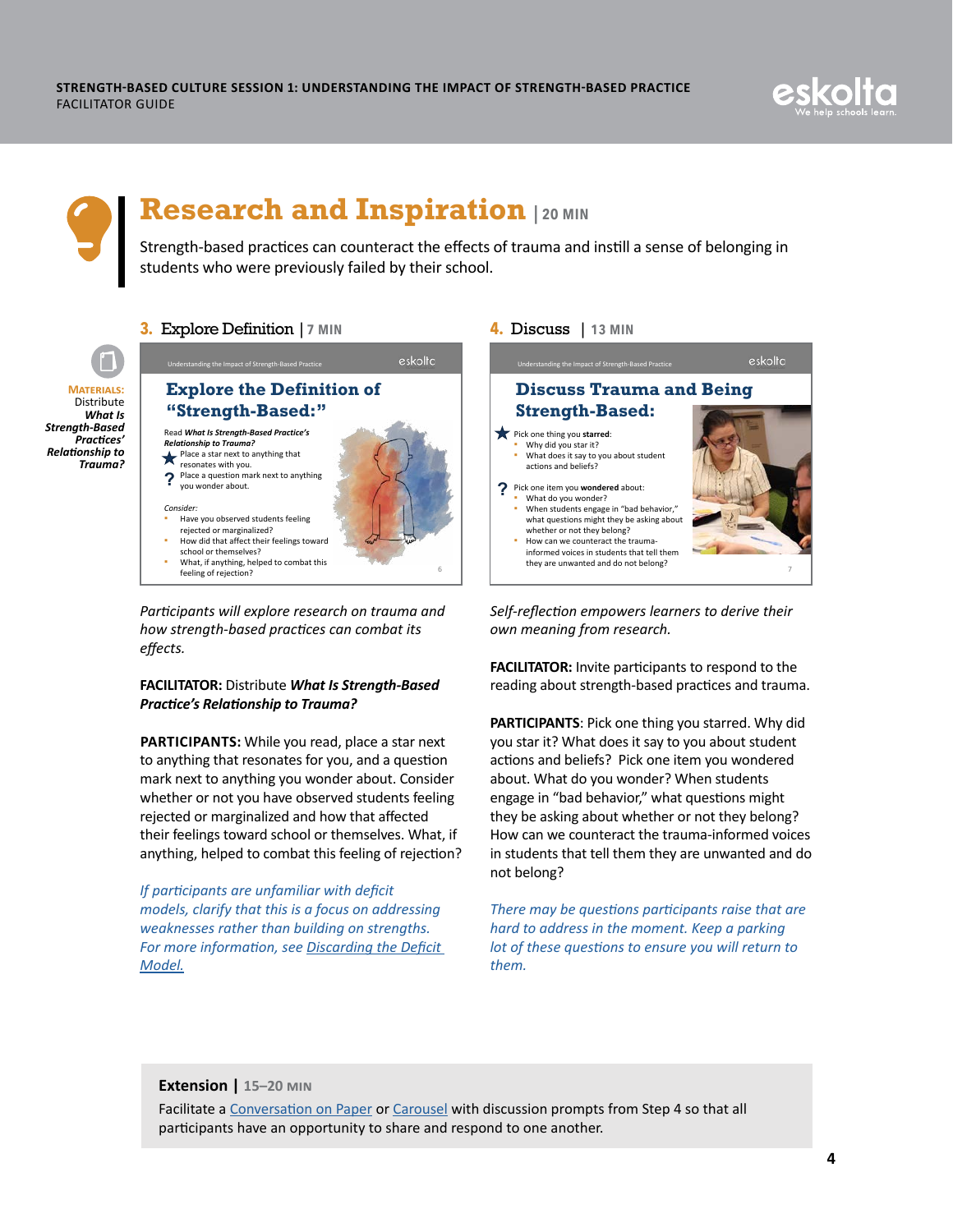# Research and Inspiration | 20 MIN

Strength-based practices can counteract the effects of trauma and instill a sense of belonging in students who were previously failed by their school.

## 3. Explore Definition | 7 MIN

**MATERIALS:** Distribute ***What Is Strength-Based Practices' Relationship to Trauma?***

### Explore the Definition of "Strength-Based:"

Read ***What Is Strength-Based Practice's Relationship to Trauma?***

- Place a star next to anything that resonates with you.
- Place a question mark next to anything you wonder about.

*Consider:*

- Have you observed students feeling rejected or marginalized?
- How did that affect their feelings toward school or themselves?
- What, if anything, helped to combat this feeling of rejection?

*Participants will explore research on trauma and how strength-based practices can combat its effects.*

**FACILITATOR:** Distribute ***What Is Strength-Based Practice's Relationship to Trauma?***

**PARTICIPANTS:** While you read, place a star next to anything that resonates for you, and a question mark next to anything you wonder about. Consider whether or not you have observed students feeling rejected or marginalized and how that affected their feelings toward school or themselves. What, if anything, helped to combat this feeling of rejection?

*If participants are unfamiliar with deficit models, clarify that this is a focus on addressing weaknesses rather than building on strengths. For more information, see [Discarding the Deficit Model.]()*

## 4. Discuss | 13 MIN

### Discuss Trauma and Being Strength-Based:

Pick one thing you **starred**:

- Why did you star it?
- What does it say to you about student actions and beliefs?

Pick one item you **wondered** about:

- What do you wonder?
- When students engage in "bad behavior," what questions might they be asking about whether or not they belong?
- How can we counteract the trauma-informed voices in students that tell them they are unwanted and do not belong?

*Self-reflection empowers learners to derive their own meaning from research.*

**FACILITATOR:** Invite participants to respond to the reading about strength-based practices and trauma.

**PARTICIPANTS**: Pick one thing you starred. Why did you star it? What does it say to you about student actions and beliefs? Pick one item you wondered about. What do you wonder? When students engage in "bad behavior," what questions might they be asking about whether or not they belong? How can we counteract the trauma-informed voices in students that tell them they are unwanted and do not belong?

*There may be questions participants raise that are hard to address in the moment. Keep a parking lot of these questions to ensure you will return to them.*

**Extension | 15–20 MIN**

Facilitate a [Conversation on Paper]() or [Carousel]() with discussion prompts from Step 4 so that all participants have an opportunity to share and respond to one another.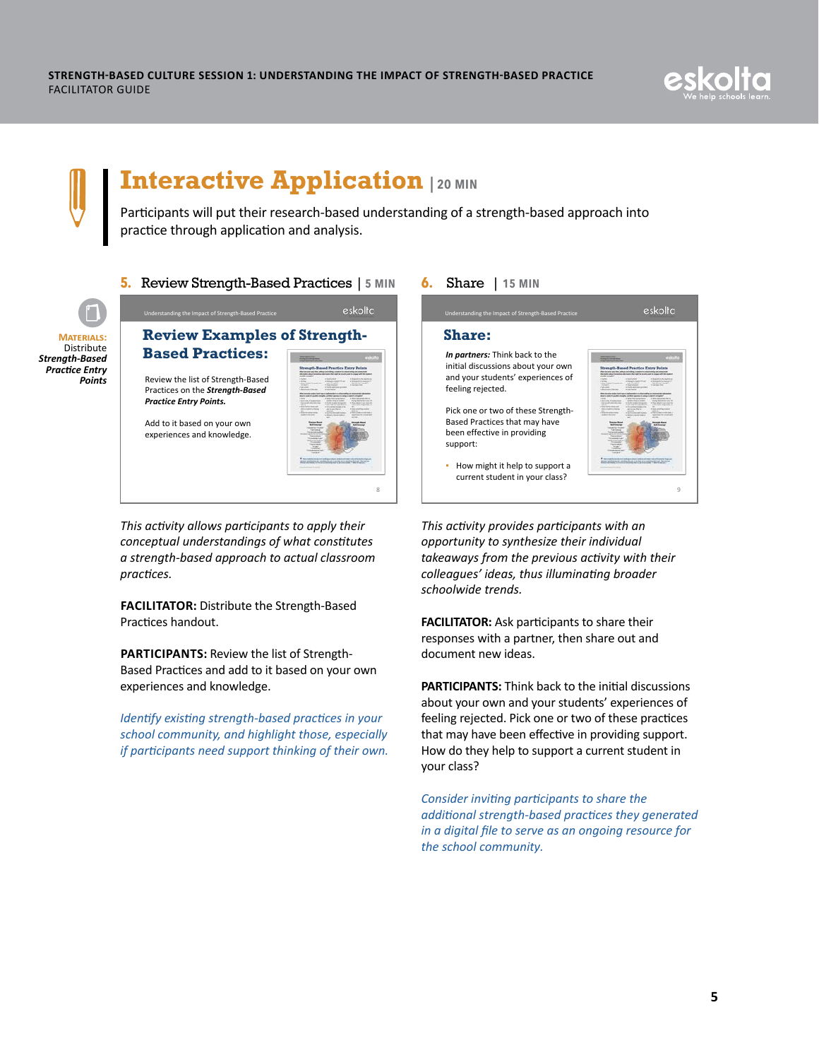# Interactive Application | 20 MIN

Participants will put their research-based understanding of a strength-based approach into practice through application and analysis.

**MATERIALS:** Distribute ***Strength-Based Practice Entry Points***

## 5. Review Strength-Based Practices | 5 MIN

Understanding the Impact of Strength-Based Practice

**Review Examples of Strength-Based Practices:**

Review the list of Strength-Based Practices on the ***Strength-Based Practice Entry Points.***

Add to it based on your own experiences and knowledge.

8

*This activity allows participants to apply their conceptual understandings of what constitutes a strength-based approach to actual classroom practices.*

**FACILITATOR:** Distribute the Strength-Based Practices handout.

**PARTICIPANTS:** Review the list of Strength-Based Practices and add to it based on your own experiences and knowledge.

*Identify existing strength-based practices in your school community, and highlight those, especially if participants need support thinking of their own.*

## 6. Share | 15 MIN

Understanding the Impact of Strength-Based Practice

**Share:**

***In partners:*** Think back to the initial discussions about your own and your students' experiences of feeling rejected.

Pick one or two of these Strength-Based Practices that may have been effective in providing support:

- How might it help to support a current student in your class?

9

*This activity provides participants with an opportunity to synthesize their individual takeaways from the previous activity with their colleagues' ideas, thus illuminating broader schoolwide trends.*

**FACILITATOR:** Ask participants to share their responses with a partner, then share out and document new ideas.

**PARTICIPANTS:** Think back to the initial discussions about your own and your students' experiences of feeling rejected. Pick one or two of these practices that may have been effective in providing support. How do they help to support a current student in your class?

*Consider inviting participants to share the additional strength-based practices they generated in a digital file to serve as an ongoing resource for the school community.*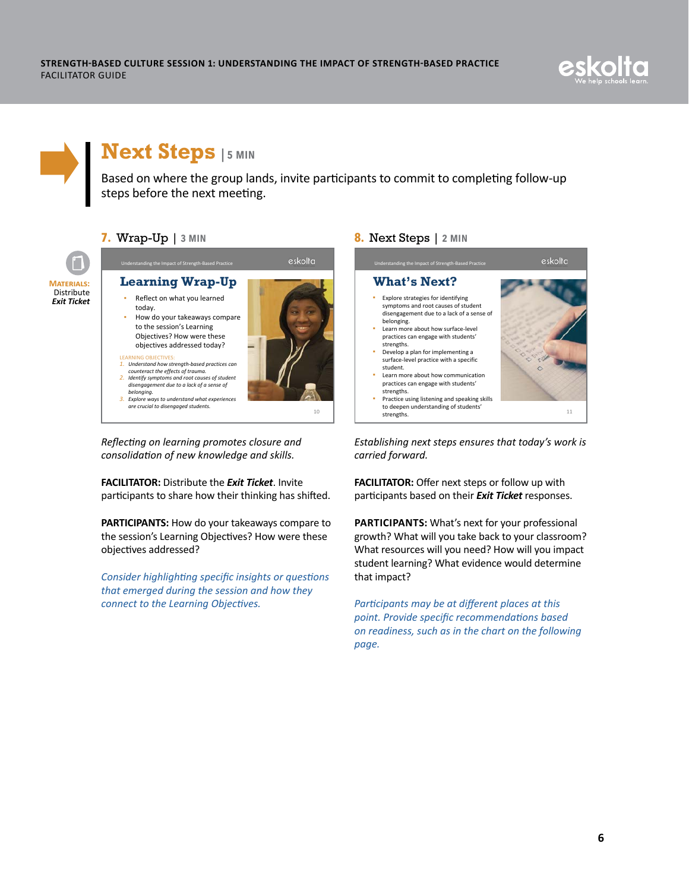# Next Steps | 5 MIN

Based on where the group lands, invite participants to commit to completing follow-up steps before the next meeting.

## 7. Wrap-Up | 3 MIN

**MATERIALS:** Distribute ***Exit Ticket***

Understanding the Impact of Strength-Based Practice

eskolta

### Learning Wrap-Up

- Reflect on what you learned today.
- How do your takeaways compare to the session's Learning Objectives? How were these objectives addressed today?

LEARNING OBJECTIVES:

1. *Understand how strength-based practices can counteract the effects of trauma.*
2. *Identify symptoms and root causes of student disengagement due to a lack of a sense of belonging.*
3. *Explore ways to understand what experiences are crucial to disengaged students.*

10

*Reflecting on learning promotes closure and consolidation of new knowledge and skills.*

**FACILITATOR:** Distribute the ***Exit Ticket***. Invite participants to share how their thinking has shifted.

**PARTICIPANTS:** How do your takeaways compare to the session's Learning Objectives? How were these objectives addressed?

*Consider highlighting specific insights or questions that emerged during the session and how they connect to the Learning Objectives.*

## 8. Next Steps | 2 MIN

Understanding the Impact of Strength-Based Practice

eskolta

### What's Next?

- Explore strategies for identifying symptoms and root causes of student disengagement due to a lack of a sense of belonging.
- Learn more about how surface-level practices can engage with students' strengths.
- Develop a plan for implementing a surface-level practice with a specific student.
- Learn more about how communication practices can engage with students' strengths.
- Practice using listening and speaking skills to deepen understanding of students' strengths.

11

*Establishing next steps ensures that today's work is carried forward.*

**FACILITATOR:** Offer next steps or follow up with participants based on their ***Exit Ticket*** responses.

**PARTICIPANTS:** What's next for your professional growth? What will you take back to your classroom? What resources will you need? How will you impact student learning? What evidence would determine that impact?

*Participants may be at different places at this point. Provide specific recommendations based on readiness, such as in the chart on the following page.*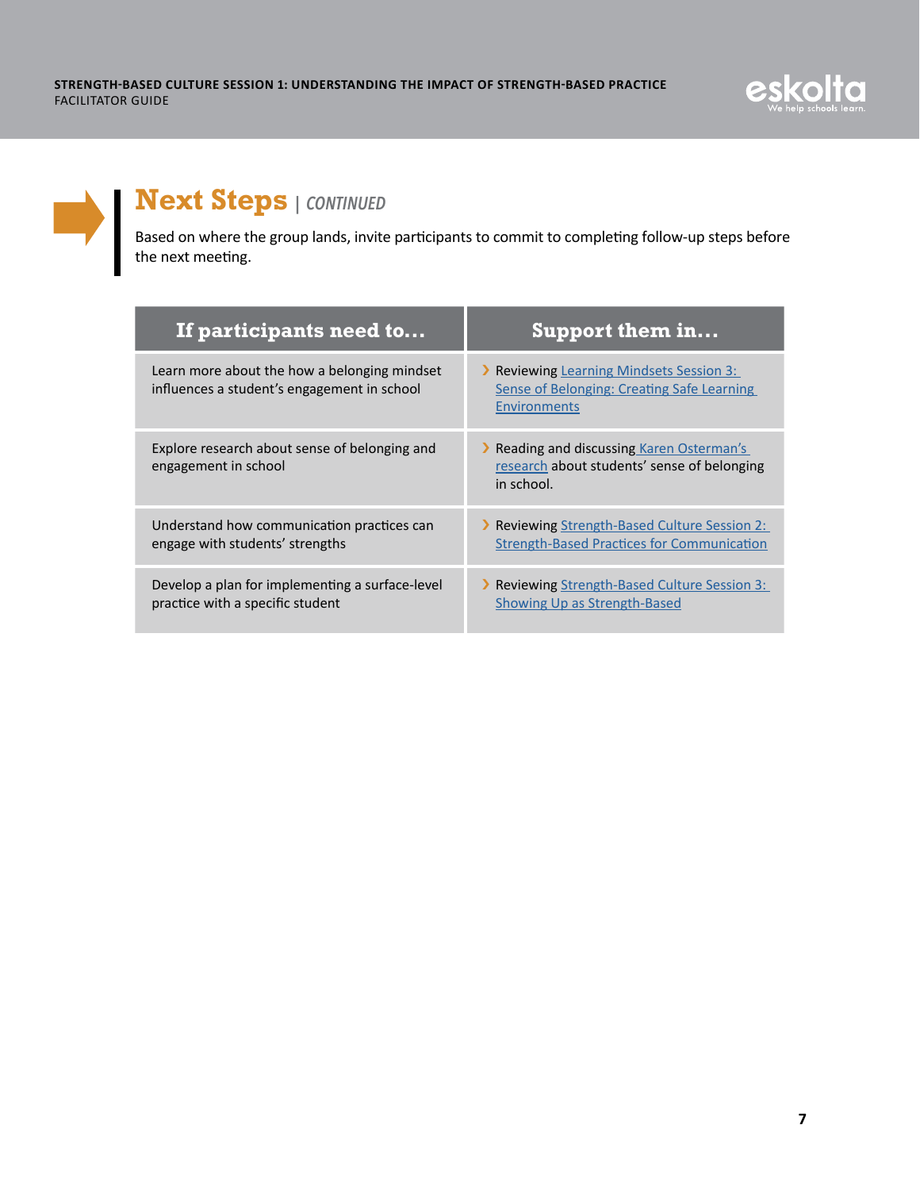## Next Steps | *CONTINUED*

Based on where the group lands, invite participants to commit to completing follow-up steps before the next meeting.

| If participants need to... | Support them in... |
|---|---|
| Learn more about the how a belonging mindset influences a student's engagement in school | › Reviewing Learning Mindsets Session 3: Sense of Belonging: Creating Safe Learning Environments |
| Explore research about sense of belonging and engagement in school | › Reading and discussing Karen Osterman's research about students' sense of belonging in school. |
| Understand how communication practices can engage with students' strengths | › Reviewing Strength-Based Culture Session 2: Strength-Based Practices for Communication |
| Develop a plan for implementing a surface-level practice with a specific student | › Reviewing Strength-Based Culture Session 3: Showing Up as Strength-Based |